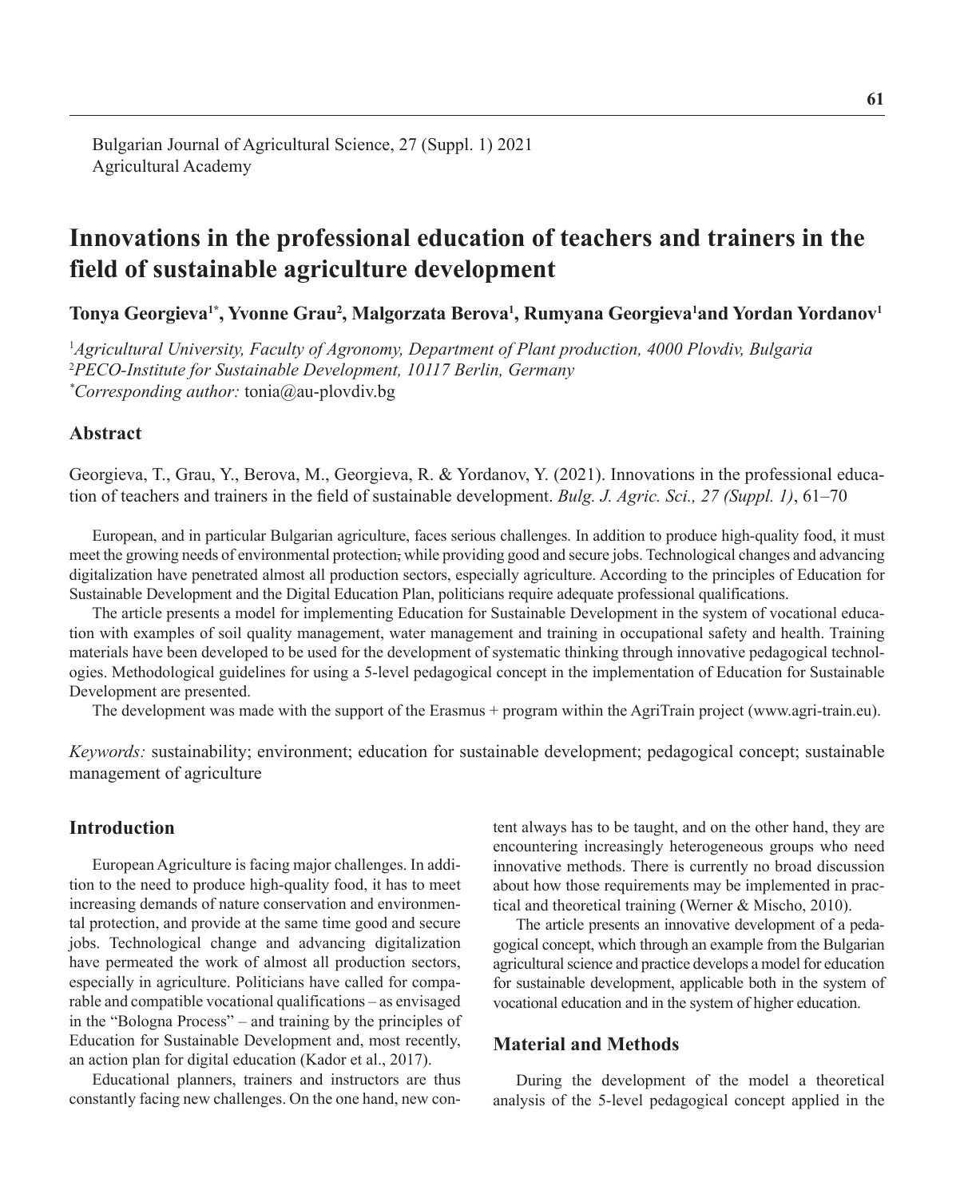Bulgarian Journal of Agricultural Science, 27 (Suppl. 1) 2021
Agricultural Academy

# Innovations in the professional education of teachers and trainers in the field of sustainable agriculture development

**Tonya Georgieva[1*], Yvonne Grau[2], Malgorzata Berova[1], Rumyana Georgieva[1] and Yordan Yordanov[1]**

[1]*Agricultural University, Faculty of Agronomy, Department of Plant production, 4000 Plovdiv, Bulgaria*
[2]*PECO-Institute for Sustainable Development, 10117 Berlin, Germany*
[*]*Corresponding author:* tonia@au-plovdiv.bg

## Abstract

Georgieva, T., Grau, Y., Berova, M., Georgieva, R. & Yordanov, Y. (2021). Innovations in the professional education of teachers and trainers in the field of sustainable development. *Bulg. J. Agric. Sci., 27 (Suppl. 1)*, 61–70

European, and in particular Bulgarian agriculture, faces serious challenges. In addition to produce high-quality food, it must meet the growing needs of environmental protection, while providing good and secure jobs. Technological changes and advancing digitalization have penetrated almost all production sectors, especially agriculture. According to the principles of Education for Sustainable Development and the Digital Education Plan, politicians require adequate professional qualifications.

The article presents a model for implementing Education for Sustainable Development in the system of vocational education with examples of soil quality management, water management and training in occupational safety and health. Training materials have been developed to be used for the development of systematic thinking through innovative pedagogical technologies. Methodological guidelines for using a 5-level pedagogical concept in the implementation of Education for Sustainable Development are presented.

The development was made with the support of the Erasmus + program within the AgriTrain project (www.agri-train.eu).

*Keywords:* sustainability; environment; education for sustainable development; pedagogical concept; sustainable management of agriculture

## Introduction

European Agriculture is facing major challenges. In addition to the need to produce high-quality food, it has to meet increasing demands of nature conservation and environmental protection, and provide at the same time good and secure jobs. Technological change and advancing digitalization have permeated the work of almost all production sectors, especially in agriculture. Politicians have called for comparable and compatible vocational qualifications – as envisaged in the "Bologna Process" – and training by the principles of Education for Sustainable Development and, most recently, an action plan for digital education (Kador et al., 2017).

Educational planners, trainers and instructors are thus constantly facing new challenges. On the one hand, new content always has to be taught, and on the other hand, they are encountering increasingly heterogeneous groups who need innovative methods. There is currently no broad discussion about how those requirements may be implemented in practical and theoretical training (Werner & Mischo, 2010).

The article presents an innovative development of a pedagogical concept, which through an example from the Bulgarian agricultural science and practice develops a model for education for sustainable development, applicable both in the system of vocational education and in the system of higher education.

## Material and Methods

During the development of the model a theoretical analysis of the 5-level pedagogical concept applied in the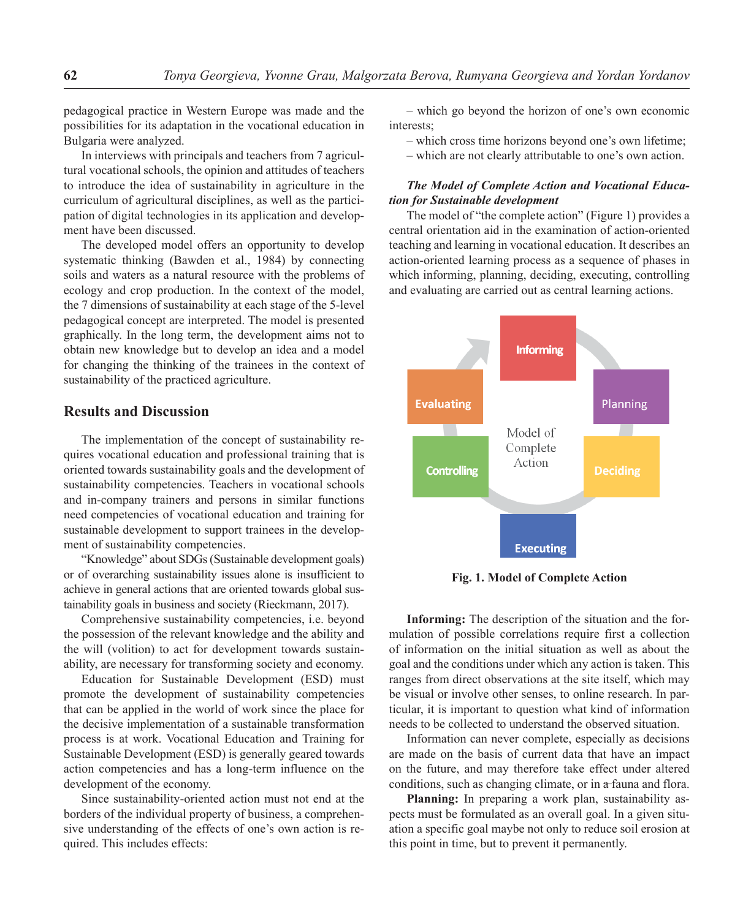pedagogical practice in Western Europe was made and the possibilities for its adaptation in the vocational education in Bulgaria were analyzed.

In interviews with principals and teachers from 7 agricultural vocational schools, the opinion and attitudes of teachers to introduce the idea of sustainability in agriculture in the curriculum of agricultural disciplines, as well as the participation of digital technologies in its application and development have been discussed.

The developed model offers an opportunity to develop systematic thinking (Bawden et al., 1984) by connecting soils and waters as a natural resource with the problems of ecology and crop production. In the context of the model, the 7 dimensions of sustainability at each stage of the 5-level pedagogical concept are interpreted. The model is presented graphically. In the long term, the development aims not to obtain new knowledge but to develop an idea and a model for changing the thinking of the trainees in the context of sustainability of the practiced agriculture.

## Results and Discussion

The implementation of the concept of sustainability requires vocational education and professional training that is oriented towards sustainability goals and the development of sustainability competencies. Teachers in vocational schools and in-company trainers and persons in similar functions need competencies of vocational education and training for sustainable development to support trainees in the development of sustainability competencies.

"Knowledge" about SDGs (Sustainable development goals) or of overarching sustainability issues alone is insufficient to achieve in general actions that are oriented towards global sustainability goals in business and society (Rieckmann, 2017).

Comprehensive sustainability competencies, i.e. beyond the possession of the relevant knowledge and the ability and the will (volition) to act for development towards sustainability, are necessary for transforming society and economy.

Education for Sustainable Development (ESD) must promote the development of sustainability competencies that can be applied in the world of work since the place for the decisive implementation of a sustainable transformation process is at work. Vocational Education and Training for Sustainable Development (ESD) is generally geared towards action competencies and has a long-term influence on the development of the economy.

Since sustainability-oriented action must not end at the borders of the individual property of business, a comprehensive understanding of the effects of one's own action is required. This includes effects:

– which go beyond the horizon of one's own economic interests;
– which cross time horizons beyond one's own lifetime;
– which are not clearly attributable to one's own action.

### *The Model of Complete Action and Vocational Education for Sustainable development*

The model of "the complete action" (Figure 1) provides a central orientation aid in the examination of action-oriented teaching and learning in vocational education. It describes an action-oriented learning process as a sequence of phases in which informing, planning, deciding, executing, controlling and evaluating are carried out as central learning actions.

**Fig. 1. Model of Complete Action**

**Informing:** The description of the situation and the formulation of possible correlations require first a collection of information on the initial situation as well as about the goal and the conditions under which any action is taken. This ranges from direct observations at the site itself, which may be visual or involve other senses, to online research. In particular, it is important to question what kind of information needs to be collected to understand the observed situation.

Information can never complete, especially as decisions are made on the basis of current data that have an impact on the future, and may therefore take effect under altered conditions, such as changing climate, or in a fauna and flora.

**Planning:** In preparing a work plan, sustainability aspects must be formulated as an overall goal. In a given situation a specific goal maybe not only to reduce soil erosion at this point in time, but to prevent it permanently.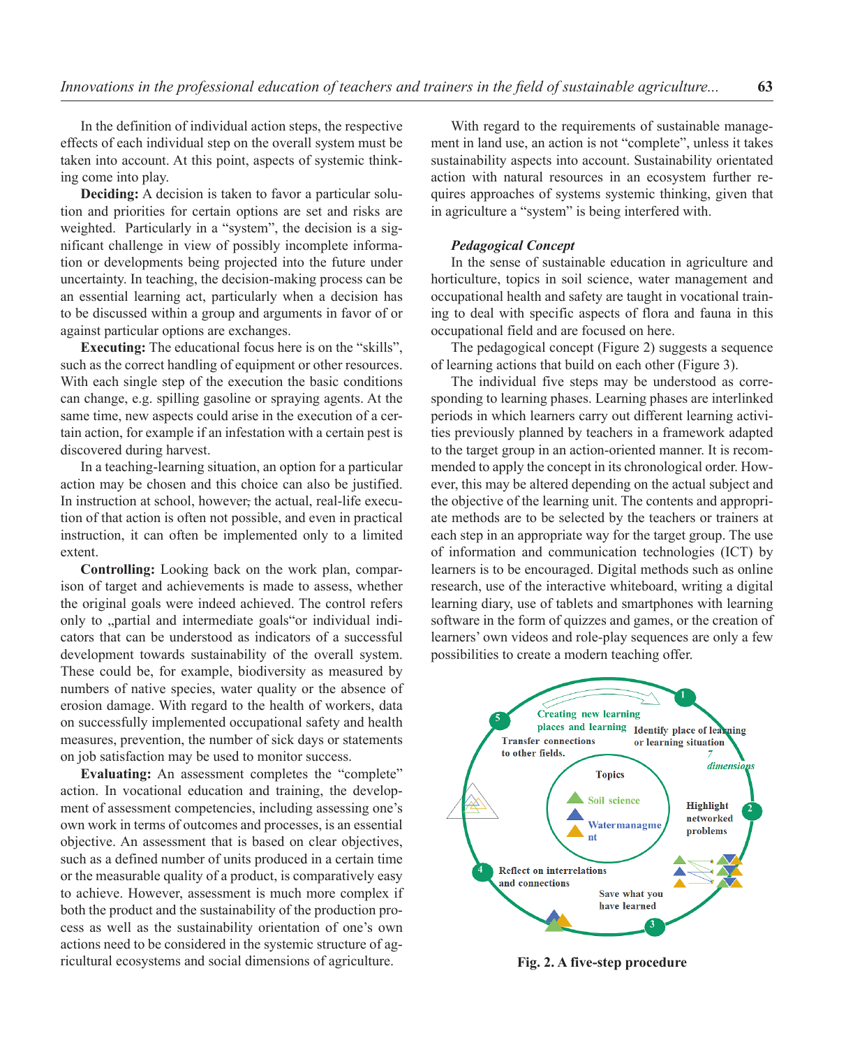In the definition of individual action steps, the respective effects of each individual step on the overall system must be taken into account. At this point, aspects of systemic thinking come into play.

**Deciding:** A decision is taken to favor a particular solution and priorities for certain options are set and risks are weighted. Particularly in a "system", the decision is a significant challenge in view of possibly incomplete information or developments being projected into the future under uncertainty. In teaching, the decision-making process can be an essential learning act, particularly when a decision has to be discussed within a group and arguments in favor of or against particular options are exchanges.

**Executing:** The educational focus here is on the "skills", such as the correct handling of equipment or other resources. With each single step of the execution the basic conditions can change, e.g. spilling gasoline or spraying agents. At the same time, new aspects could arise in the execution of a certain action, for example if an infestation with a certain pest is discovered during harvest.

In a teaching-learning situation, an option for a particular action may be chosen and this choice can also be justified. In instruction at school, however, the actual, real-life execution of that action is often not possible, and even in practical instruction, it can often be implemented only to a limited extent.

**Controlling:** Looking back on the work plan, comparison of target and achievements is made to assess, whether the original goals were indeed achieved. The control refers only to „partial and intermediate goals"or individual indicators that can be understood as indicators of a successful development towards sustainability of the overall system. These could be, for example, biodiversity as measured by numbers of native species, water quality or the absence of erosion damage. With regard to the health of workers, data on successfully implemented occupational safety and health measures, prevention, the number of sick days or statements on job satisfaction may be used to monitor success.

**Evaluating:** An assessment completes the "complete" action. In vocational education and training, the development of assessment competencies, including assessing one's own work in terms of outcomes and processes, is an essential objective. An assessment that is based on clear objectives, such as a defined number of units produced in a certain time or the measurable quality of a product, is comparatively easy to achieve. However, assessment is much more complex if both the product and the sustainability of the production process as well as the sustainability orientation of one's own actions need to be considered in the systemic structure of agricultural ecosystems and social dimensions of agriculture.

With regard to the requirements of sustainable management in land use, an action is not "complete", unless it takes sustainability aspects into account. Sustainability orientated action with natural resources in an ecosystem further requires approaches of systems systemic thinking, given that in agriculture a "system" is being interfered with.

***Pedagogical Concept***

In the sense of sustainable education in agriculture and horticulture, topics in soil science, water management and occupational health and safety are taught in vocational training to deal with specific aspects of flora and fauna in this occupational field and are focused on here.

The pedagogical concept (Figure 2) suggests a sequence of learning actions that build on each other (Figure 3).

The individual five steps may be understood as corresponding to learning phases. Learning phases are interlinked periods in which learners carry out different learning activities previously planned by teachers in a framework adapted to the target group in an action-oriented manner. It is recommended to apply the concept in its chronological order. However, this may be altered depending on the actual subject and the objective of the learning unit. The contents and appropriate methods are to be selected by the teachers or trainers at each step in an appropriate way for the target group. The use of information and communication technologies (ICT) by learners is to be encouraged. Digital methods such as online research, use of the interactive whiteboard, writing a digital learning diary, use of tablets and smartphones with learning software in the form of quizzes and games, or the creation of learners' own videos and role-play sequences are only a few possibilities to create a modern teaching offer.

**Fig. 2. A five-step procedure**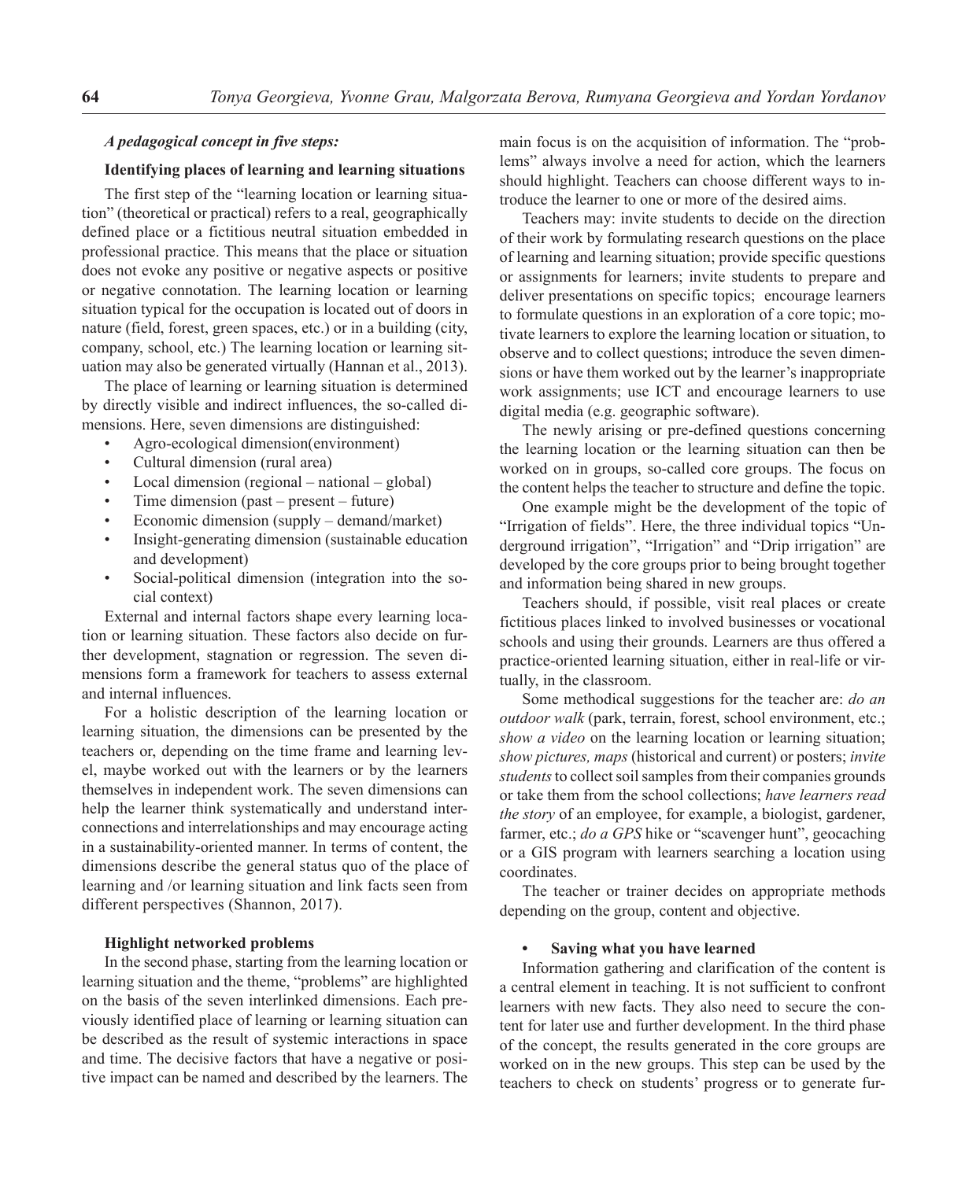*A pedagogical concept in five steps:*

**Identifying places of learning and learning situations**

The first step of the "learning location or learning situation" (theoretical or practical) refers to a real, geographically defined place or a fictitious neutral situation embedded in professional practice. This means that the place or situation does not evoke any positive or negative aspects or positive or negative connotation. The learning location or learning situation typical for the occupation is located out of doors in nature (field, forest, green spaces, etc.) or in a building (city, company, school, etc.) The learning location or learning situation may also be generated virtually (Hannan et al., 2013).

The place of learning or learning situation is determined by directly visible and indirect influences, the so-called dimensions. Here, seven dimensions are distinguished:

- Agro-ecological dimension(environment)
- Cultural dimension (rural area)
- Local dimension (regional – national – global)
- Time dimension (past – present – future)
- Economic dimension (supply – demand/market)
- Insight-generating dimension (sustainable education and development)
- Social-political dimension (integration into the social context)

External and internal factors shape every learning location or learning situation. These factors also decide on further development, stagnation or regression. The seven dimensions form a framework for teachers to assess external and internal influences.

For a holistic description of the learning location or learning situation, the dimensions can be presented by the teachers or, depending on the time frame and learning level, maybe worked out with the learners or by the learners themselves in independent work. The seven dimensions can help the learner think systematically and understand interconnections and interrelationships and may encourage acting in a sustainability-oriented manner. In terms of content, the dimensions describe the general status quo of the place of learning and /or learning situation and link facts seen from different perspectives (Shannon, 2017).

**Highlight networked problems**

In the second phase, starting from the learning location or learning situation and the theme, "problems" are highlighted on the basis of the seven interlinked dimensions. Each previously identified place of learning or learning situation can be described as the result of systemic interactions in space and time. The decisive factors that have a negative or positive impact can be named and described by the learners. The main focus is on the acquisition of information. The "problems" always involve a need for action, which the learners should highlight. Teachers can choose different ways to introduce the learner to one or more of the desired aims.

Teachers may: invite students to decide on the direction of their work by formulating research questions on the place of learning and learning situation; provide specific questions or assignments for learners; invite students to prepare and deliver presentations on specific topics; encourage learners to formulate questions in an exploration of a core topic; motivate learners to explore the learning location or situation, to observe and to collect questions; introduce the seven dimensions or have them worked out by the learner's inappropriate work assignments; use ICT and encourage learners to use digital media (e.g. geographic software).

The newly arising or pre-defined questions concerning the learning location or the learning situation can then be worked on in groups, so-called core groups. The focus on the content helps the teacher to structure and define the topic.

One example might be the development of the topic of "Irrigation of fields". Here, the three individual topics "Underground irrigation", "Irrigation" and "Drip irrigation" are developed by the core groups prior to being brought together and information being shared in new groups.

Teachers should, if possible, visit real places or create fictitious places linked to involved businesses or vocational schools and using their grounds. Learners are thus offered a practice-oriented learning situation, either in real-life or virtually, in the classroom.

Some methodical suggestions for the teacher are: *do an outdoor walk* (park, terrain, forest, school environment, etc.; *show a video* on the learning location or learning situation; *show pictures, maps* (historical and current) or posters; *invite students* to collect soil samples from their companies grounds or take them from the school collections; *have learners read the story* of an employee, for example, a biologist, gardener, farmer, etc.; *do a GPS* hike or "scavenger hunt", geocaching or a GIS program with learners searching a location using coordinates.

The teacher or trainer decides on appropriate methods depending on the group, content and objective.

- **Saving what you have learned**

Information gathering and clarification of the content is a central element in teaching. It is not sufficient to confront learners with new facts. They also need to secure the content for later use and further development. In the third phase of the concept, the results generated in the core groups are worked on in the new groups. This step can be used by the teachers to check on students' progress or to generate fur-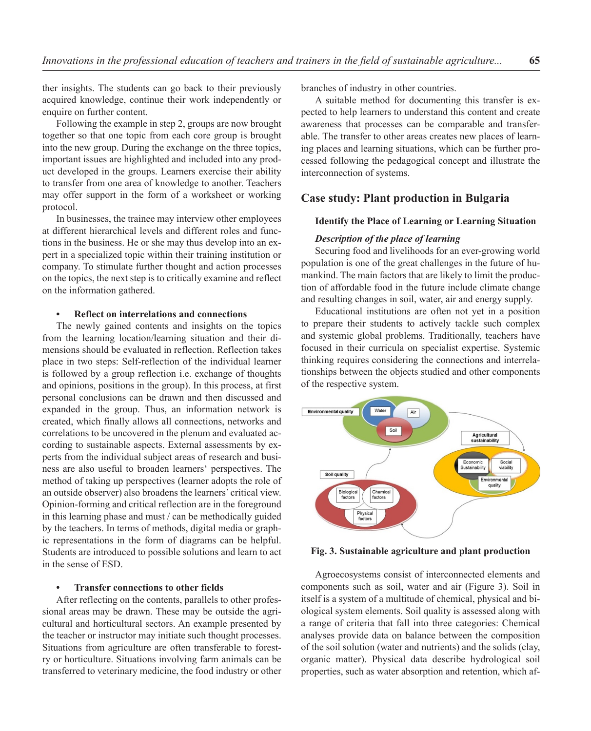ther insights. The students can go back to their previously acquired knowledge, continue their work independently or enquire on further content.

Following the example in step 2, groups are now brought together so that one topic from each core group is brought into the new group. During the exchange on the three topics, important issues are highlighted and included into any product developed in the groups. Learners exercise their ability to transfer from one area of knowledge to another. Teachers may offer support in the form of a worksheet or working protocol.

In businesses, the trainee may interview other employees at different hierarchical levels and different roles and functions in the business. He or she may thus develop into an expert in a specialized topic within their training institution or company. To stimulate further thought and action processes on the topics, the next step is to critically examine and reflect on the information gathered.

- **Reflect on interrelations and connections**

The newly gained contents and insights on the topics from the learning location/learning situation and their dimensions should be evaluated in reflection. Reflection takes place in two steps: Self-reflection of the individual learner is followed by a group reflection i.e. exchange of thoughts and opinions, positions in the group). In this process, at first personal conclusions can be drawn and then discussed and expanded in the group. Thus, an information network is created, which finally allows all connections, networks and correlations to be uncovered in the plenum and evaluated according to sustainable aspects. External assessments by experts from the individual subject areas of research and business are also useful to broaden learners' perspectives. The method of taking up perspectives (learner adopts the role of an outside observer) also broadens the learners' critical view. Opinion-forming and critical reflection are in the foreground in this learning phase and must / can be methodically guided by the teachers. In terms of methods, digital media or graphic representations in the form of diagrams can be helpful. Students are introduced to possible solutions and learn to act in the sense of ESD.

- **Transfer connections to other fields**

After reflecting on the contents, parallels to other professional areas may be drawn. These may be outside the agricultural and horticultural sectors. An example presented by the teacher or instructor may initiate such thought processes. Situations from agriculture are often transferable to forestry or horticulture. Situations involving farm animals can be transferred to veterinary medicine, the food industry or other branches of industry in other countries.

A suitable method for documenting this transfer is expected to help learners to understand this content and create awareness that processes can be comparable and transferable. The transfer to other areas creates new places of learning places and learning situations, which can be further processed following the pedagogical concept and illustrate the interconnection of systems.

## Case study: Plant production in Bulgaria

### Identify the Place of Learning or Learning Situation

***Description of the place of learning***

Securing food and livelihoods for an ever-growing world population is one of the great challenges in the future of humankind. The main factors that are likely to limit the production of affordable food in the future include climate change and resulting changes in soil, water, air and energy supply.

Educational institutions are often not yet in a position to prepare their students to actively tackle such complex and systemic global problems. Traditionally, teachers have focused in their curricula on specialist expertise. Systemic thinking requires considering the connections and interrelationships between the objects studied and other components of the respective system.

**Fig. 3. Sustainable agriculture and plant production**

Agroecosystems consist of interconnected elements and components such as soil, water and air (Figure 3). Soil in itself is a system of a multitude of chemical, physical and biological system elements. Soil quality is assessed along with a range of criteria that fall into three categories: Chemical analyses provide data on balance between the composition of the soil solution (water and nutrients) and the solids (clay, organic matter). Physical data describe hydrological soil properties, such as water absorption and retention, which af-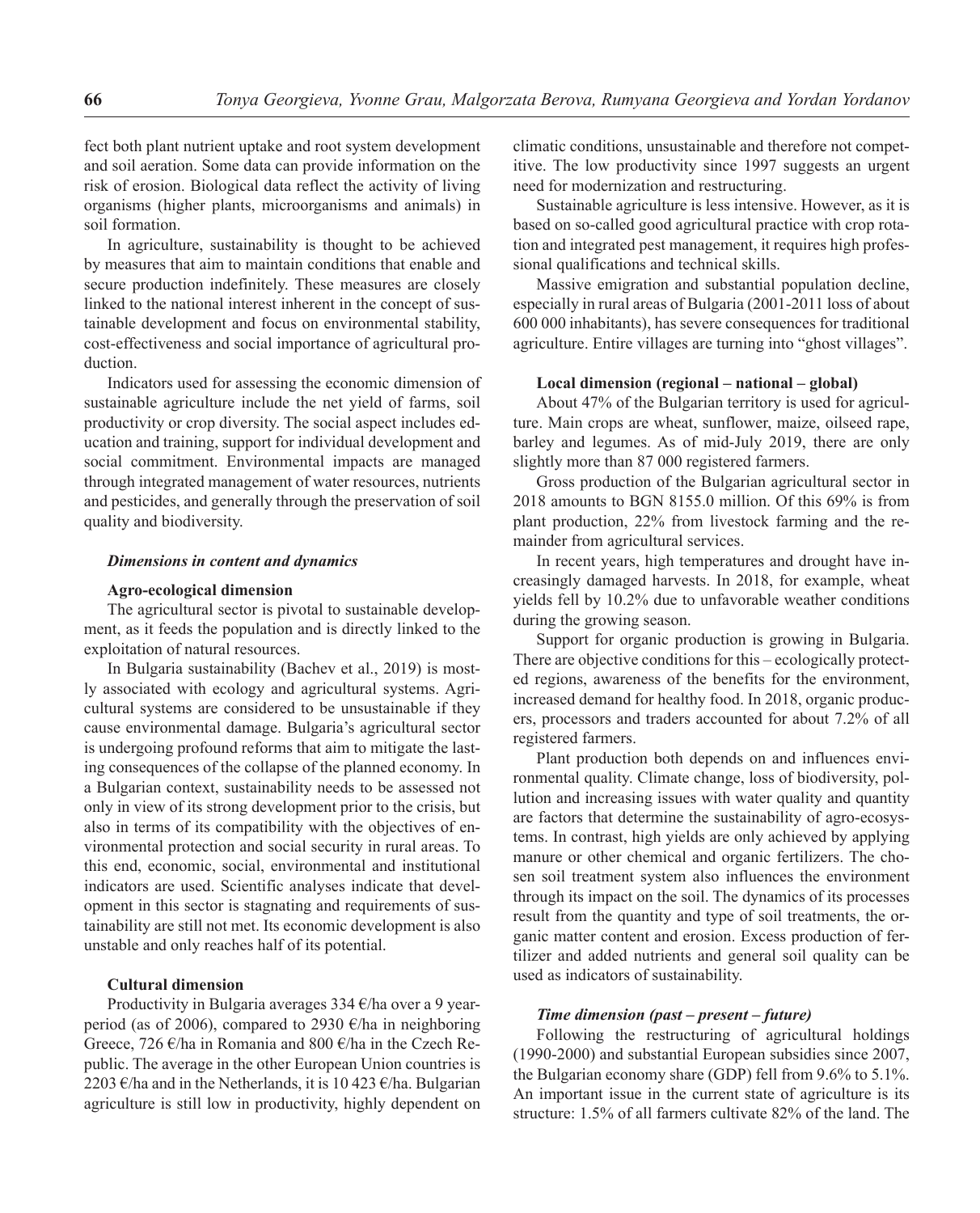fect both plant nutrient uptake and root system development and soil aeration. Some data can provide information on the risk of erosion. Biological data reflect the activity of living organisms (higher plants, microorganisms and animals) in soil formation.

In agriculture, sustainability is thought to be achieved by measures that aim to maintain conditions that enable and secure production indefinitely. These measures are closely linked to the national interest inherent in the concept of sustainable development and focus on environmental stability, cost-effectiveness and social importance of agricultural production.

Indicators used for assessing the economic dimension of sustainable agriculture include the net yield of farms, soil productivity or crop diversity. The social aspect includes education and training, support for individual development and social commitment. Environmental impacts are managed through integrated management of water resources, nutrients and pesticides, and generally through the preservation of soil quality and biodiversity.

### *Dimensions in content and dynamics*

#### Agro-ecological dimension

The agricultural sector is pivotal to sustainable development, as it feeds the population and is directly linked to the exploitation of natural resources.

In Bulgaria sustainability (Bachev et al., 2019) is mostly associated with ecology and agricultural systems. Agricultural systems are considered to be unsustainable if they cause environmental damage. Bulgaria's agricultural sector is undergoing profound reforms that aim to mitigate the lasting consequences of the collapse of the planned economy. In a Bulgarian context, sustainability needs to be assessed not only in view of its strong development prior to the crisis, but also in terms of its compatibility with the objectives of environmental protection and social security in rural areas. To this end, economic, social, environmental and institutional indicators are used. Scientific analyses indicate that development in this sector is stagnating and requirements of sustainability are still not met. Its economic development is also unstable and only reaches half of its potential.

#### Cultural dimension

Productivity in Bulgaria averages 334 €/ha over a 9 year-period (as of 2006), compared to 2930 €/ha in neighboring Greece, 726 €/ha in Romania and 800 €/ha in the Czech Republic. The average in the other European Union countries is 2203 €/ha and in the Netherlands, it is 10 423 €/ha. Bulgarian agriculture is still low in productivity, highly dependent on climatic conditions, unsustainable and therefore not competitive. The low productivity since 1997 suggests an urgent need for modernization and restructuring.

Sustainable agriculture is less intensive. However, as it is based on so-called good agricultural practice with crop rotation and integrated pest management, it requires high professional qualifications and technical skills.

Massive emigration and substantial population decline, especially in rural areas of Bulgaria (2001-2011 loss of about 600 000 inhabitants), has severe consequences for traditional agriculture. Entire villages are turning into "ghost villages".

#### Local dimension (regional – national – global)

About 47% of the Bulgarian territory is used for agriculture. Main crops are wheat, sunflower, maize, oilseed rape, barley and legumes. As of mid-July 2019, there are only slightly more than 87 000 registered farmers.

Gross production of the Bulgarian agricultural sector in 2018 amounts to BGN 8155.0 million. Of this 69% is from plant production, 22% from livestock farming and the remainder from agricultural services.

In recent years, high temperatures and drought have increasingly damaged harvests. In 2018, for example, wheat yields fell by 10.2% due to unfavorable weather conditions during the growing season.

Support for organic production is growing in Bulgaria. There are objective conditions for this – ecologically protected regions, awareness of the benefits for the environment, increased demand for healthy food. In 2018, organic producers, processors and traders accounted for about 7.2% of all registered farmers.

Plant production both depends on and influences environmental quality. Climate change, loss of biodiversity, pollution and increasing issues with water quality and quantity are factors that determine the sustainability of agro-ecosystems. In contrast, high yields are only achieved by applying manure or other chemical and organic fertilizers. The chosen soil treatment system also influences the environment through its impact on the soil. The dynamics of its processes result from the quantity and type of soil treatments, the organic matter content and erosion. Excess production of fertilizer and added nutrients and general soil quality can be used as indicators of sustainability.

#### *Time dimension (past – present – future)*

Following the restructuring of agricultural holdings (1990-2000) and substantial European subsidies since 2007, the Bulgarian economy share (GDP) fell from 9.6% to 5.1%. An important issue in the current state of agriculture is its structure: 1.5% of all farmers cultivate 82% of the land. The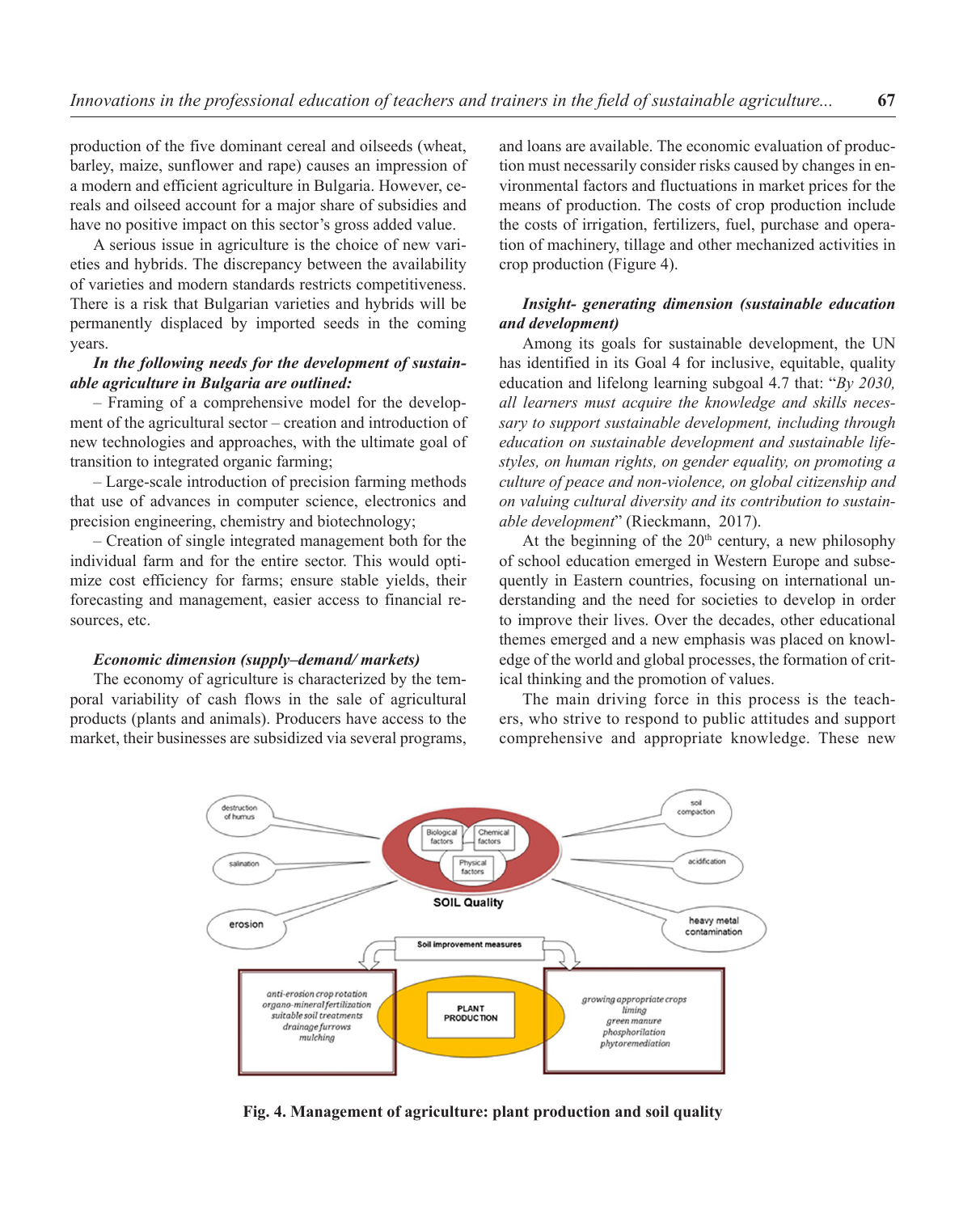production of the five dominant cereal and oilseeds (wheat, barley, maize, sunflower and rape) causes an impression of a modern and efficient agriculture in Bulgaria. However, cereals and oilseed account for a major share of subsidies and have no positive impact on this sector's gross added value.

A serious issue in agriculture is the choice of new varieties and hybrids. The discrepancy between the availability of varieties and modern standards restricts competitiveness. There is a risk that Bulgarian varieties and hybrids will be permanently displaced by imported seeds in the coming years.

***In the following needs for the development of sustainable agriculture in Bulgaria are outlined:***

– Framing of a comprehensive model for the development of the agricultural sector – creation and introduction of new technologies and approaches, with the ultimate goal of transition to integrated organic farming;

– Large-scale introduction of precision farming methods that use of advances in computer science, electronics and precision engineering, chemistry and biotechnology;

– Creation of single integrated management both for the individual farm and for the entire sector. This would optimize cost efficiency for farms; ensure stable yields, their forecasting and management, easier access to financial resources, etc.

***Economic dimension (supply–demand/ markets)***

The economy of agriculture is characterized by the temporal variability of cash flows in the sale of agricultural products (plants and animals). Producers have access to the market, their businesses are subsidized via several programs, and loans are available. The economic evaluation of production must necessarily consider risks caused by changes in environmental factors and fluctuations in market prices for the means of production. The costs of crop production include the costs of irrigation, fertilizers, fuel, purchase and operation of machinery, tillage and other mechanized activities in crop production (Figure 4).

***Insight- generating dimension (sustainable education and development)***

Among its goals for sustainable development, the UN has identified in its Goal 4 for inclusive, equitable, quality education and lifelong learning subgoal 4.7 that: "*By 2030, all learners must acquire the knowledge and skills necessary to support sustainable development, including through education on sustainable development and sustainable lifestyles, on human rights, on gender equality, on promoting a culture of peace and non-violence, on global citizenship and on valuing cultural diversity and its contribution to sustainable development*" (Rieckmann, 2017).

At the beginning of the 20$^{th}$ century, a new philosophy of school education emerged in Western Europe and subsequently in Eastern countries, focusing on international understanding and the need for societies to develop in order to improve their lives. Over the decades, other educational themes emerged and a new emphasis was placed on knowledge of the world and global processes, the formation of critical thinking and the promotion of values.

The main driving force in this process is the teachers, who strive to respond to public attitudes and support comprehensive and appropriate knowledge. These new

**Fig. 4. Management of agriculture: plant production and soil quality**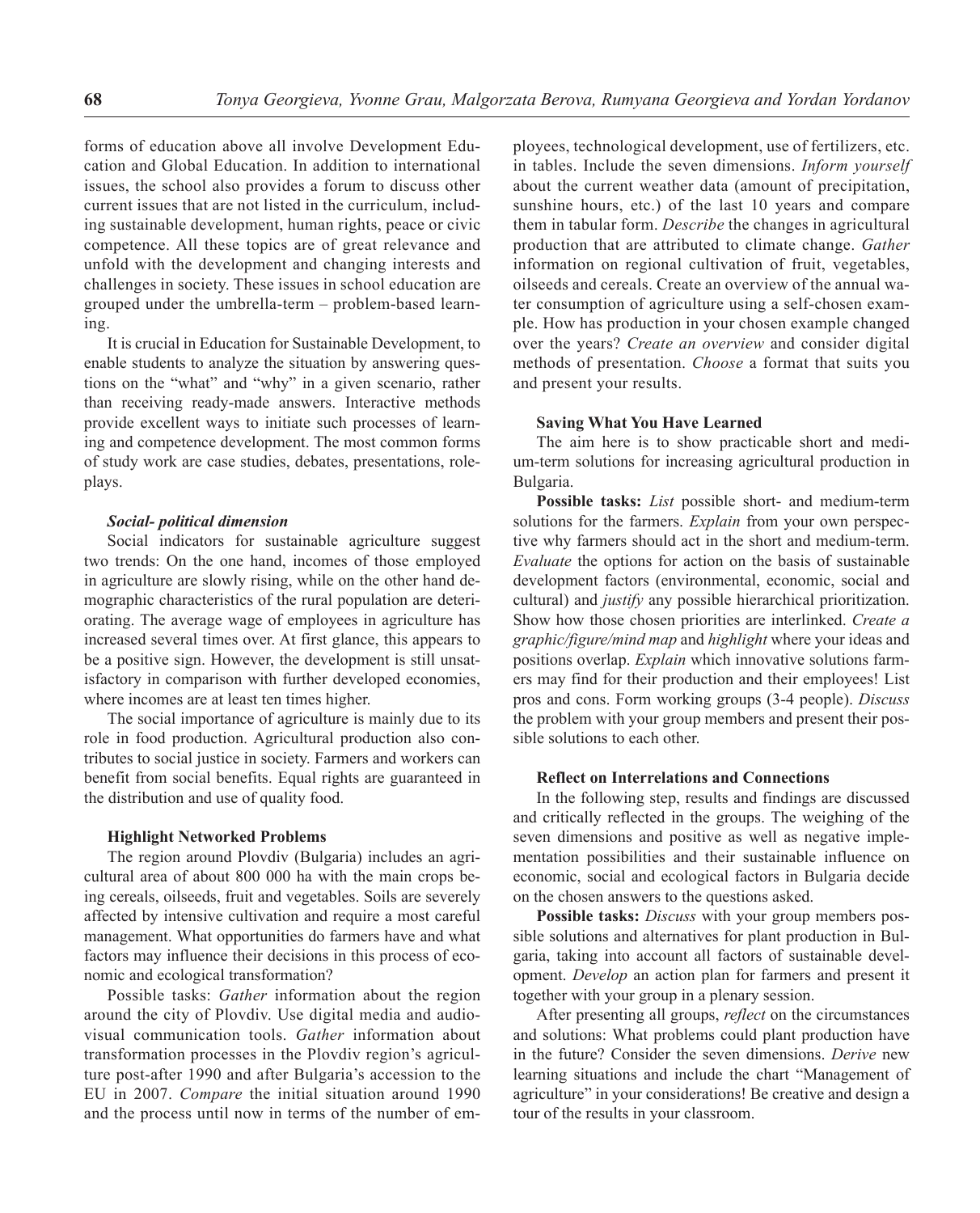forms of education above all involve Development Education and Global Education. In addition to international issues, the school also provides a forum to discuss other current issues that are not listed in the curriculum, including sustainable development, human rights, peace or civic competence. All these topics are of great relevance and unfold with the development and changing interests and challenges in society. These issues in school education are grouped under the umbrella-term – problem-based learning.

It is crucial in Education for Sustainable Development, to enable students to analyze the situation by answering questions on the "what" and "why" in a given scenario, rather than receiving ready-made answers. Interactive methods provide excellent ways to initiate such processes of learning and competence development. The most common forms of study work are case studies, debates, presentations, roleplays.

#### *Social- political dimension*

Social indicators for sustainable agriculture suggest two trends: On the one hand, incomes of those employed in agriculture are slowly rising, while on the other hand demographic characteristics of the rural population are deteriorating. The average wage of employees in agriculture has increased several times over. At first glance, this appears to be a positive sign. However, the development is still unsatisfactory in comparison with further developed economies, where incomes are at least ten times higher.

The social importance of agriculture is mainly due to its role in food production. Agricultural production also contributes to social justice in society. Farmers and workers can benefit from social benefits. Equal rights are guaranteed in the distribution and use of quality food.

#### **Highlight Networked Problems**

The region around Plovdiv (Bulgaria) includes an agricultural area of about 800 000 ha with the main crops being cereals, oilseeds, fruit and vegetables. Soils are severely affected by intensive cultivation and require a most careful management. What opportunities do farmers have and what factors may influence their decisions in this process of economic and ecological transformation?

Possible tasks: *Gather* information about the region around the city of Plovdiv. Use digital media and audiovisual communication tools. *Gather* information about transformation processes in the Plovdiv region's agriculture post-after 1990 and after Bulgaria's accession to the EU in 2007. *Compare* the initial situation around 1990 and the process until now in terms of the number of employees, technological development, use of fertilizers, etc. in tables. Include the seven dimensions. *Inform yourself* about the current weather data (amount of precipitation, sunshine hours, etc.) of the last 10 years and compare them in tabular form. *Describe* the changes in agricultural production that are attributed to climate change. *Gather* information on regional cultivation of fruit, vegetables, oilseeds and cereals. Create an overview of the annual water consumption of agriculture using a self-chosen example. How has production in your chosen example changed over the years? *Create an overview* and consider digital methods of presentation. *Choose* a format that suits you and present your results.

#### **Saving What You Have Learned**

The aim here is to show practicable short and medium-term solutions for increasing agricultural production in Bulgaria.

**Possible tasks:** *List* possible short- and medium-term solutions for the farmers. *Explain* from your own perspective why farmers should act in the short and medium-term. *Evaluate* the options for action on the basis of sustainable development factors (environmental, economic, social and cultural) and *justify* any possible hierarchical prioritization. Show how those chosen priorities are interlinked. *Create a graphic/figure/mind map* and *highlight* where your ideas and positions overlap. *Explain* which innovative solutions farmers may find for their production and their employees! List pros and cons. Form working groups (3-4 people). *Discuss* the problem with your group members and present their possible solutions to each other.

#### **Reflect on Interrelations and Connections**

In the following step, results and findings are discussed and critically reflected in the groups. The weighing of the seven dimensions and positive as well as negative implementation possibilities and their sustainable influence on economic, social and ecological factors in Bulgaria decide on the chosen answers to the questions asked.

**Possible tasks:** *Discuss* with your group members possible solutions and alternatives for plant production in Bulgaria, taking into account all factors of sustainable development. *Develop* an action plan for farmers and present it together with your group in a plenary session.

After presenting all groups, *reflect* on the circumstances and solutions: What problems could plant production have in the future? Consider the seven dimensions. *Derive* new learning situations and include the chart "Management of agriculture" in your considerations! Be creative and design a tour of the results in your classroom.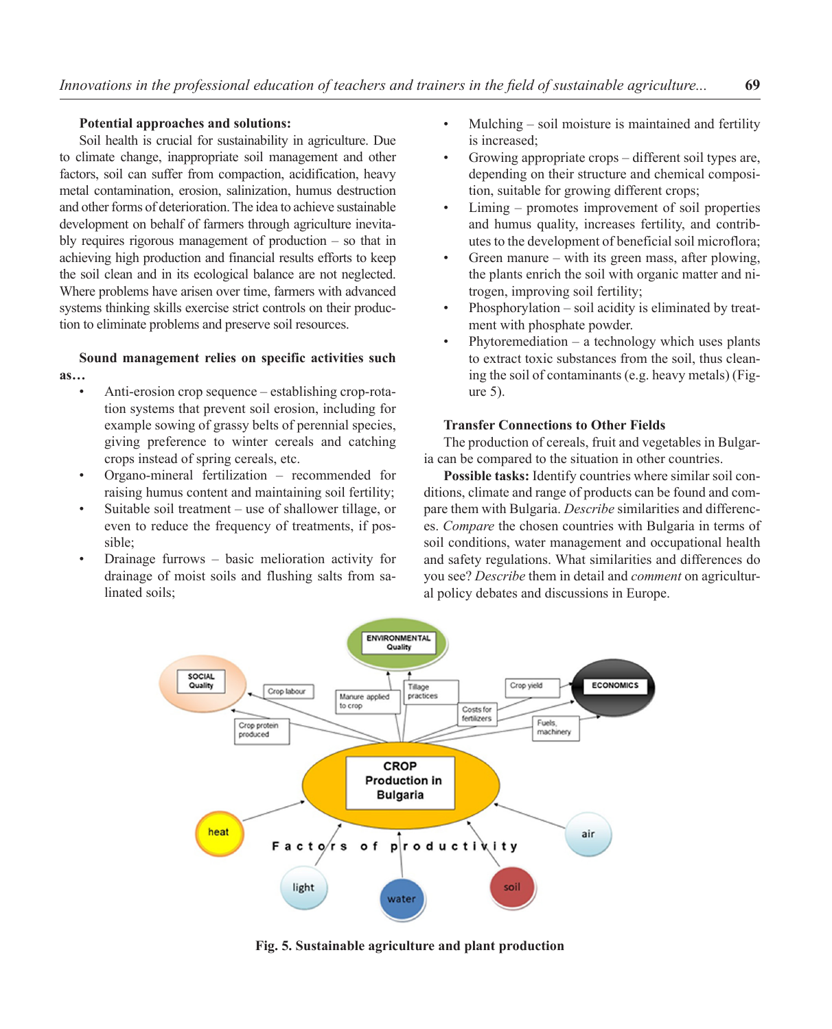**Potential approaches and solutions:**

Soil health is crucial for sustainability in agriculture. Due to climate change, inappropriate soil management and other factors, soil can suffer from compaction, acidification, heavy metal contamination, erosion, salinization, humus destruction and other forms of deterioration. The idea to achieve sustainable development on behalf of farmers through agriculture inevitably requires rigorous management of production – so that in achieving high production and financial results efforts to keep the soil clean and in its ecological balance are not neglected. Where problems have arisen over time, farmers with advanced systems thinking skills exercise strict controls on their production to eliminate problems and preserve soil resources.

**Sound management relies on specific activities such as…**

- Anti-erosion crop sequence – establishing crop-rotation systems that prevent soil erosion, including for example sowing of grassy belts of perennial species, giving preference to winter cereals and catching crops instead of spring cereals, etc.
- Organo-mineral fertilization – recommended for raising humus content and maintaining soil fertility;
- Suitable soil treatment – use of shallower tillage, or even to reduce the frequency of treatments, if possible;
- Drainage furrows – basic melioration activity for drainage of moist soils and flushing salts from salinated soils;
- Mulching – soil moisture is maintained and fertility is increased;
- Growing appropriate crops – different soil types are, depending on their structure and chemical composition, suitable for growing different crops;
- Liming – promotes improvement of soil properties and humus quality, increases fertility, and contributes to the development of beneficial soil microflora;
- Green manure – with its green mass, after plowing, the plants enrich the soil with organic matter and nitrogen, improving soil fertility;
- Phosphorylation – soil acidity is eliminated by treatment with phosphate powder.
- Phytoremediation – a technology which uses plants to extract toxic substances from the soil, thus cleaning the soil of contaminants (e.g. heavy metals) (Figure 5).

**Transfer Connections to Other Fields**

The production of cereals, fruit and vegetables in Bulgaria can be compared to the situation in other countries.

**Possible tasks:** Identify countries where similar soil conditions, climate and range of products can be found and compare them with Bulgaria. *Describe* similarities and differences. *Compare* the chosen countries with Bulgaria in terms of soil conditions, water management and occupational health and safety regulations. What similarities and differences do you see? *Describe* them in detail and *comment* on agricultural policy debates and discussions in Europe.

**Fig. 5. Sustainable agriculture and plant production**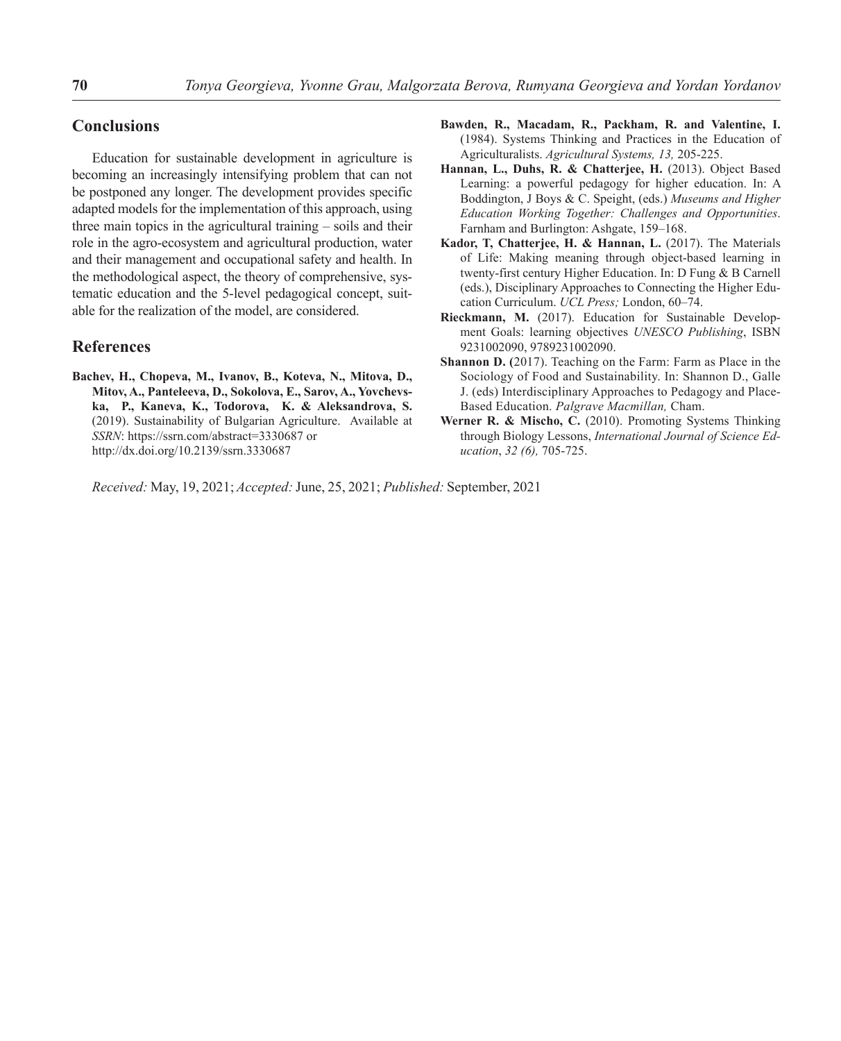## Conclusions

Education for sustainable development in agriculture is becoming an increasingly intensifying problem that can not be postponed any longer. The development provides specific adapted models for the implementation of this approach, using three main topics in the agricultural training – soils and their role in the agro-ecosystem and agricultural production, water and their management and occupational safety and health. In the methodological aspect, the theory of comprehensive, systematic education and the 5-level pedagogical concept, suitable for the realization of the model, are considered.

## References

**Bachev, H., Chopeva, M., Ivanov, B., Koteva, N., Mitova, D., Mitov, A., Panteleeva, D., Sokolova, E., Sarov, A., Yovchevska, P., Kaneva, K., Todorova, K. & Aleksandrova, S.** (2019). Sustainability of Bulgarian Agriculture. Available at *SSRN*: https://ssrn.com/abstract=3330687 or http://dx.doi.org/10.2139/ssrn.3330687

**Bawden, R., Macadam, R., Packham, R. and Valentine, I.** (1984). Systems Thinking and Practices in the Education of Agriculturalists. *Agricultural Systems, 13,* 205-225.

**Hannan, L., Duhs, R. & Chatterjee, H.** (2013). Object Based Learning: a powerful pedagogy for higher education. In: A Boddington, J Boys & C. Speight, (eds.) *Museums and Higher Education Working Together: Challenges and Opportunities*. Farnham and Burlington: Ashgate, 159–168.

**Kador, T, Chatterjee, H. & Hannan, L.** (2017). The Materials of Life: Making meaning through object-based learning in twenty-first century Higher Education. In: D Fung & B Carnell (eds.), Disciplinary Approaches to Connecting the Higher Education Curriculum. *UCL Press;* London, 60–74.

**Rieckmann, M.** (2017). Education for Sustainable Development Goals: learning objectives *UNESCO Publishing*, ISBN 9231002090, 9789231002090.

**Shannon D. (**2017). Teaching on the Farm: Farm as Place in the Sociology of Food and Sustainability. In: Shannon D., Galle J. (eds) Interdisciplinary Approaches to Pedagogy and Place-Based Education. *Palgrave Macmillan,* Cham.

**Werner R. & Mischo, C.** (2010). Promoting Systems Thinking through Biology Lessons, *International Journal of Science Education*, *32 (6),* 705-725.

*Received:* May, 19, 2021; *Accepted:* June, 25, 2021; *Published:* September, 2021